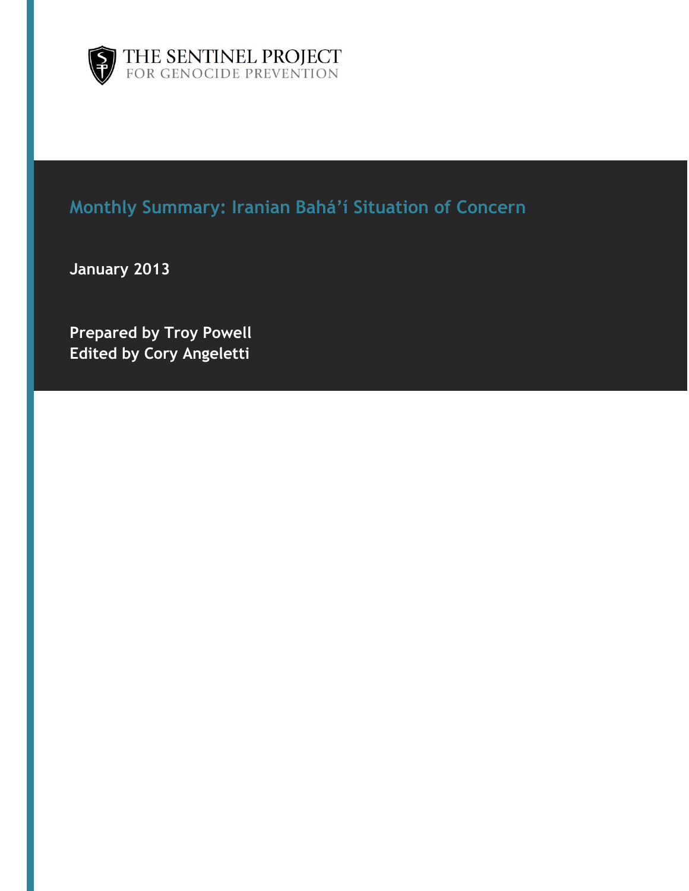THE SENTINEL PROJECT
FOR GENOCIDE PREVENTION

# Monthly Summary: Iranian Bahá'í Situation of Concern

**January 2013**

**Prepared by Troy Powell**
**Edited by Cory Angeletti**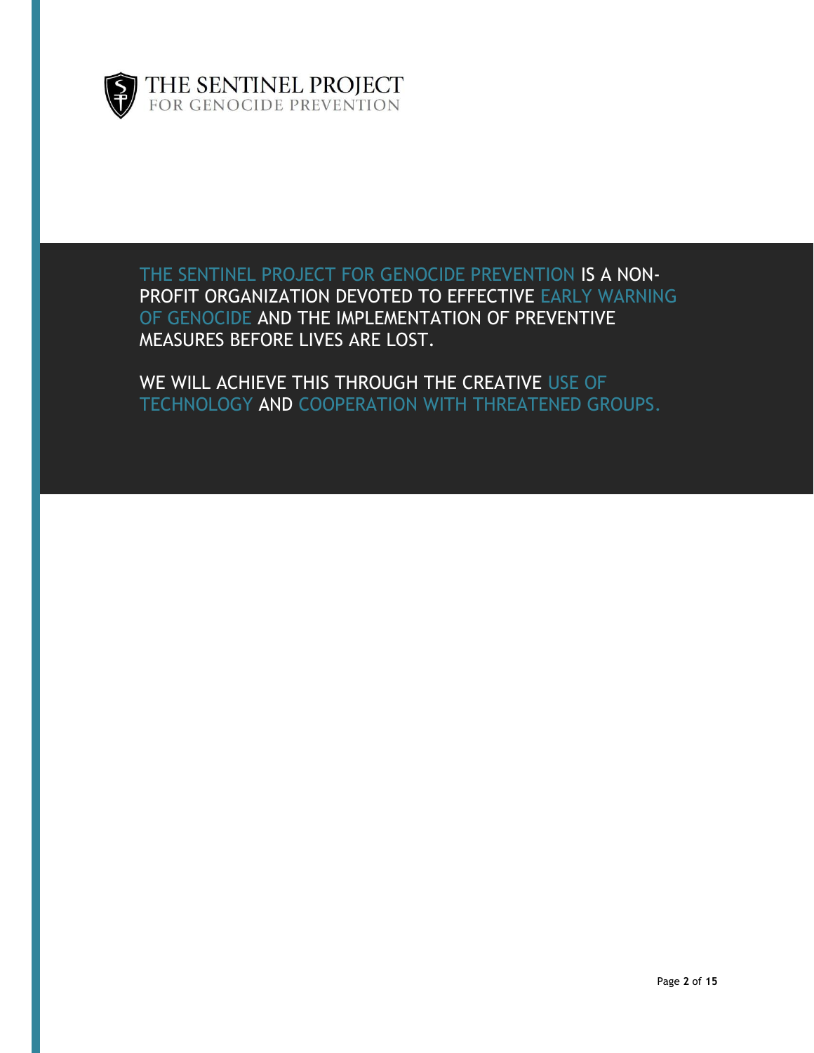THE SENTINEL PROJECT
FOR GENOCIDE PREVENTION

THE SENTINEL PROJECT FOR GENOCIDE PREVENTION IS A NON-PROFIT ORGANIZATION DEVOTED TO EFFECTIVE EARLY WARNING OF GENOCIDE AND THE IMPLEMENTATION OF PREVENTIVE MEASURES BEFORE LIVES ARE LOST.

WE WILL ACHIEVE THIS THROUGH THE CREATIVE USE OF TECHNOLOGY AND COOPERATION WITH THREATENED GROUPS.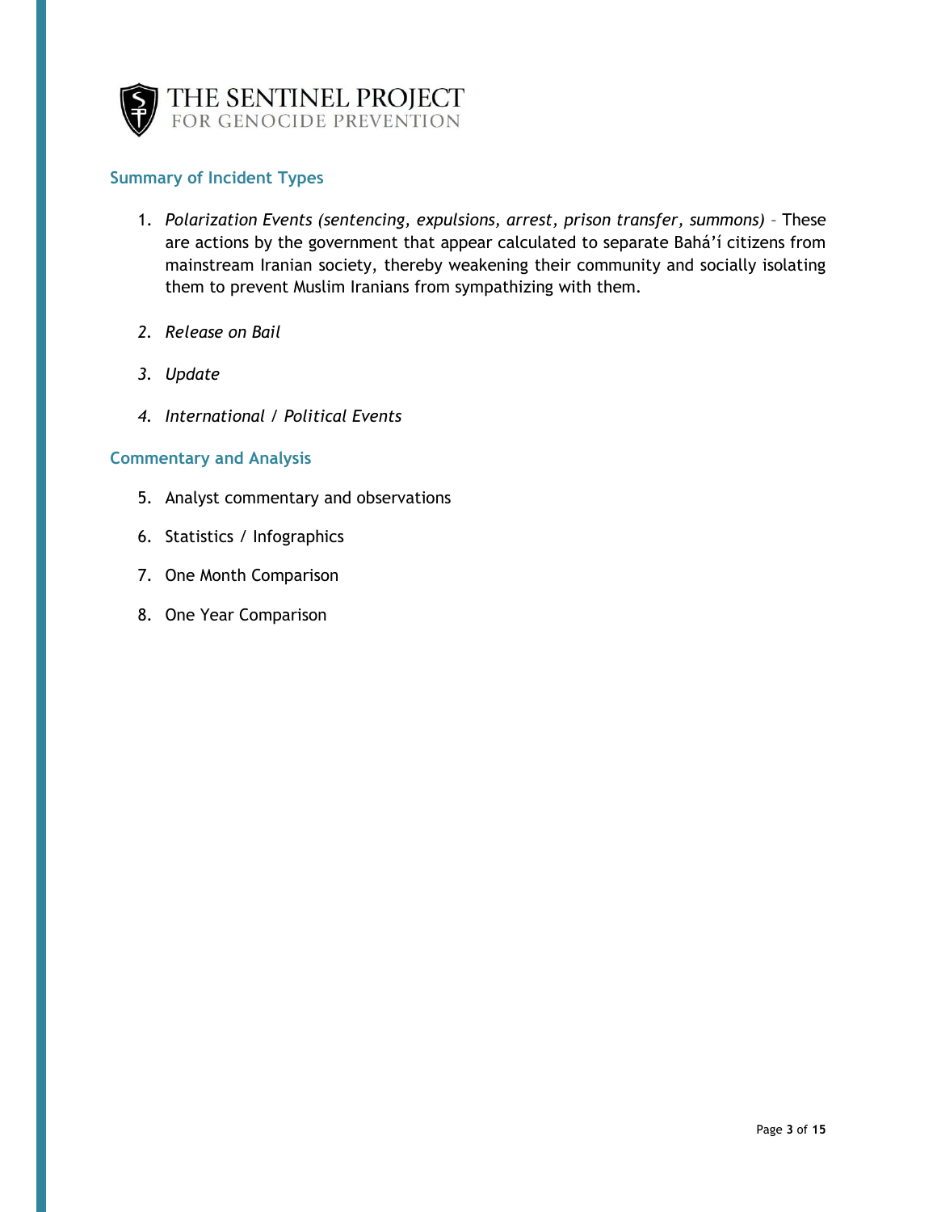## Summary of Incident Types

1. *Polarization Events (sentencing, expulsions, arrest, prison transfer, summons)* – These are actions by the government that appear calculated to separate Bahá'í citizens from mainstream Iranian society, thereby weakening their community and socially isolating them to prevent Muslim Iranians from sympathizing with them.

2. *Release on Bail*

3. *Update*

4. *International / Political Events*

## Commentary and Analysis

5. Analyst commentary and observations

6. Statistics / Infographics

7. One Month Comparison

8. One Year Comparison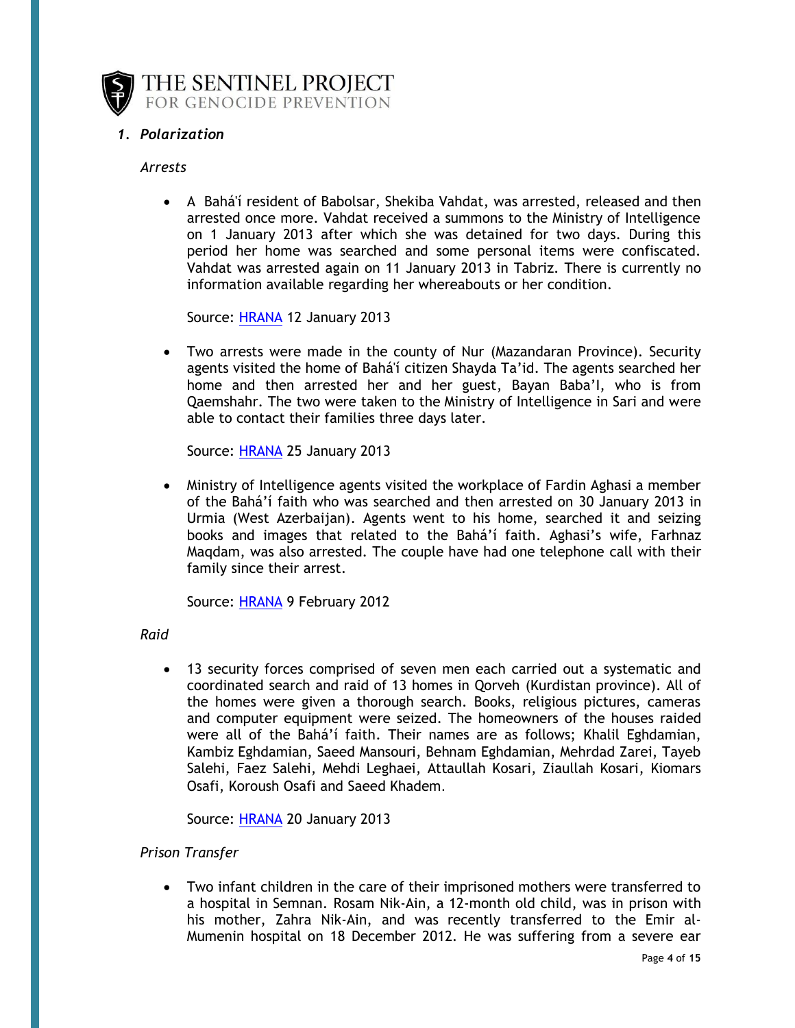## 1. *Polarization*

*Arrests*

- A Bahá'í resident of Babolsar, Shekiba Vahdat, was arrested, released and then arrested once more. Vahdat received a summons to the Ministry of Intelligence on 1 January 2013 after which she was detained for two days. During this period her home was searched and some personal items were confiscated. Vahdat was arrested again on 11 January 2013 in Tabriz. There is currently no information available regarding her whereabouts or her condition.

  Source: HRANA 12 January 2013

- Two arrests were made in the county of Nur (Mazandaran Province). Security agents visited the home of Bahá'í citizen Shayda Ta'id. The agents searched her home and then arrested her and her guest, Bayan Baba'I, who is from Qaemshahr. The two were taken to the Ministry of Intelligence in Sari and were able to contact their families three days later.

  Source: HRANA 25 January 2013

- Ministry of Intelligence agents visited the workplace of Fardin Aghasi a member of the Bahá'í faith who was searched and then arrested on 30 January 2013 in Urmia (West Azerbaijan). Agents went to his home, searched it and seizing books and images that related to the Bahá'í faith. Aghasi's wife, Farhnaz Maqdam, was also arrested. The couple have had one telephone call with their family since their arrest.

  Source: HRANA 9 February 2012

*Raid*

- 13 security forces comprised of seven men each carried out a systematic and coordinated search and raid of 13 homes in Qorveh (Kurdistan province). All of the homes were given a thorough search. Books, religious pictures, cameras and computer equipment were seized. The homeowners of the houses raided were all of the Bahá'í faith. Their names are as follows; Khalil Eghdamian, Kambiz Eghdamian, Saeed Mansouri, Behnam Eghdamian, Mehrdad Zarei, Tayeb Salehi, Faez Salehi, Mehdi Leghaei, Attaullah Kosari, Ziaullah Kosari, Kiomars Osafi, Koroush Osafi and Saeed Khadem.

  Source: HRANA 20 January 2013

*Prison Transfer*

- Two infant children in the care of their imprisoned mothers were transferred to a hospital in Semnan. Rosam Nik-Ain, a 12-month old child, was in prison with his mother, Zahra Nik-Ain, and was recently transferred to the Emir al-Mumenin hospital on 18 December 2012. He was suffering from a severe ear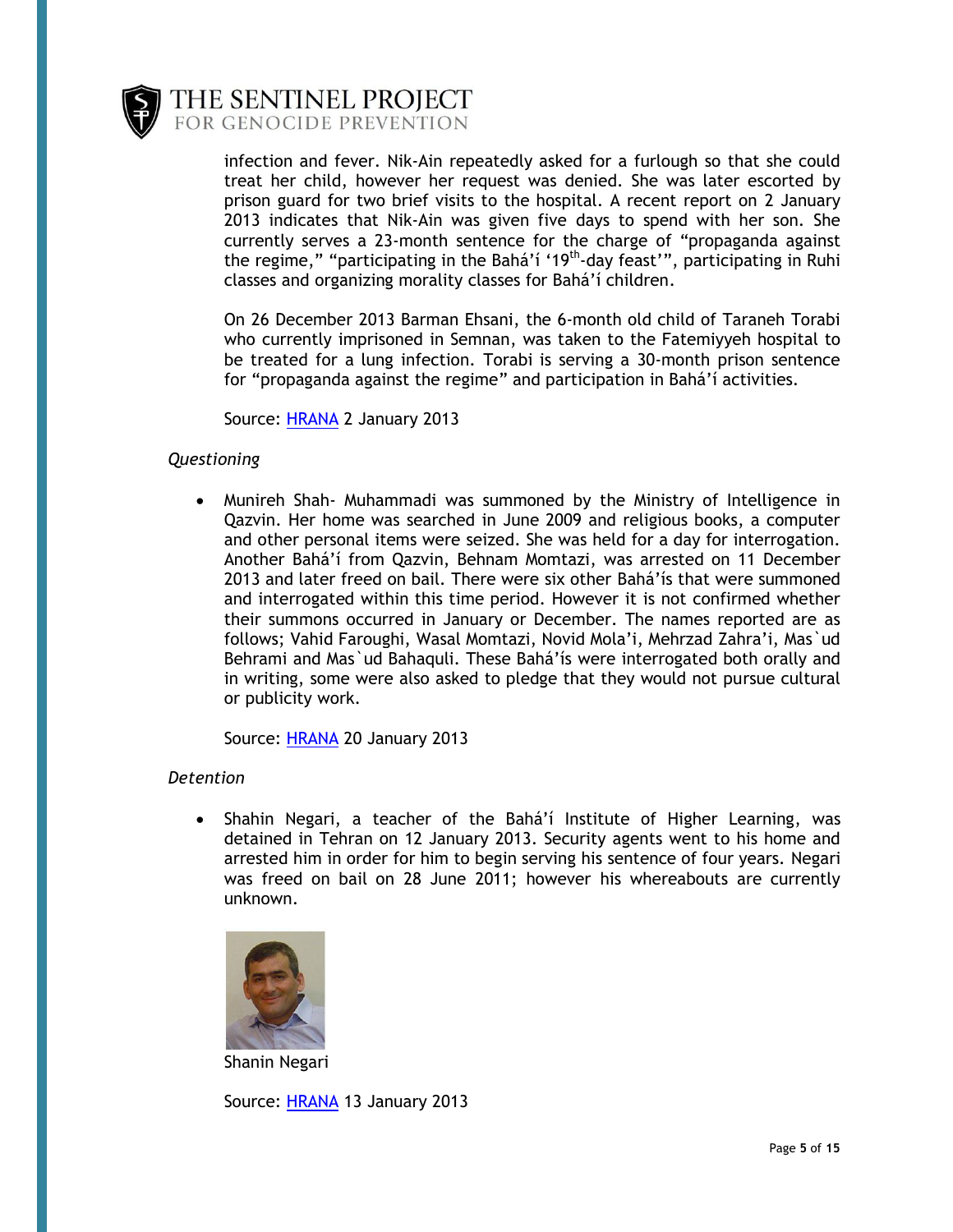infection and fever. Nik-Ain repeatedly asked for a furlough so that she could treat her child, however her request was denied. She was later escorted by prison guard for two brief visits to the hospital. A recent report on 2 January 2013 indicates that Nik-Ain was given five days to spend with her son. She currently serves a 23-month sentence for the charge of "propaganda against the regime," "participating in the Bahá'í '19th-day feast'", participating in Ruhi classes and organizing morality classes for Bahá'í children.

On 26 December 2013 Barman Ehsani, the 6-month old child of Taraneh Torabi who currently imprisoned in Semnan, was taken to the Fatemiyyeh hospital to be treated for a lung infection. Torabi is serving a 30-month prison sentence for "propaganda against the regime" and participation in Bahá'í activities.

Source: HRANA 2 January 2013

*Questioning*

- Munireh Shah- Muhammadi was summoned by the Ministry of Intelligence in Qazvin. Her home was searched in June 2009 and religious books, a computer and other personal items were seized. She was held for a day for interrogation. Another Bahá'í from Qazvin, Behnam Momtazi, was arrested on 11 December 2013 and later freed on bail. There were six other Bahá'ís that were summoned and interrogated within this time period. However it is not confirmed whether their summons occurred in January or December. The names reported are as follows; Vahid Faroughi, Wasal Momtazi, Novid Mola'i, Mehrzad Zahra'i, Mas`ud Behrami and Mas`ud Bahaquli. These Bahá'ís were interrogated both orally and in writing, some were also asked to pledge that they would not pursue cultural or publicity work.

  Source: HRANA 20 January 2013

*Detention*

- Shahin Negari, a teacher of the Bahá'í Institute of Higher Learning, was detained in Tehran on 12 January 2013. Security agents went to his home and arrested him in order for him to begin serving his sentence of four years. Negari was freed on bail on 28 June 2011; however his whereabouts are currently unknown.

  Shanin Negari

  Source: HRANA 13 January 2013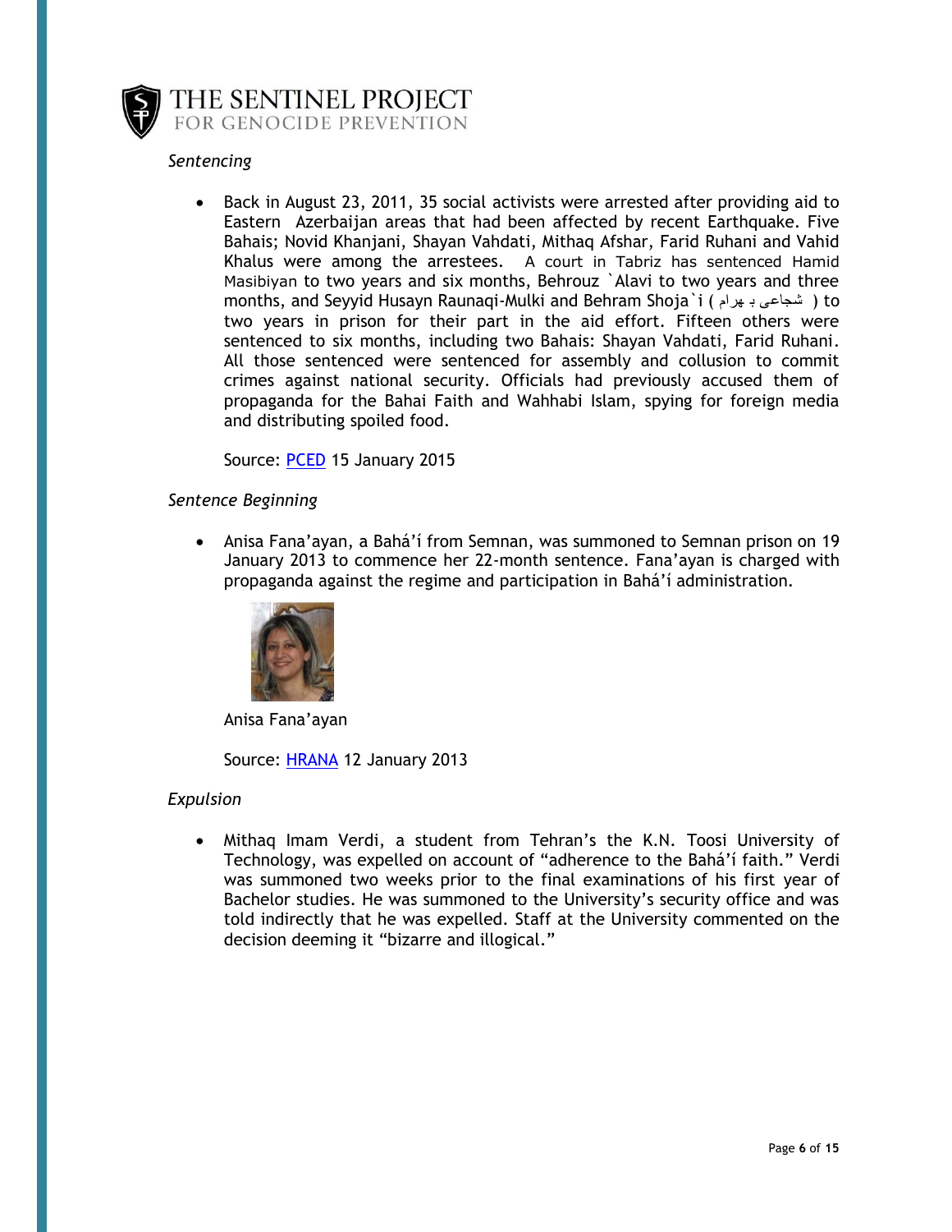*Sentencing*

- Back in August 23, 2011, 35 social activists were arrested after providing aid to Eastern Azerbaijan areas that had been affected by recent Earthquake. Five Bahais; Novid Khanjani, Shayan Vahdati, Mithaq Afshar, Farid Ruhani and Vahid Khalus were among the arrestees. A court in Tabriz has sentenced Hamid Masibiyan to two years and six months, Behrouz `Alavi to two years and three months, and Seyyid Husayn Raunaqi-Mulki and Behram Shoja`i ( شجاعی بـ بهرام ) to two years in prison for their part in the aid effort. Fifteen others were sentenced to six months, including two Bahais: Shayan Vahdati, Farid Ruhani. All those sentenced were sentenced for assembly and collusion to commit crimes against national security. Officials had previously accused them of propaganda for the Bahai Faith and Wahhabi Islam, spying for foreign media and distributing spoiled food.

  Source: PCED 15 January 2015

*Sentence Beginning*

- Anisa Fana'ayan, a Bahá'í from Semnan, was summoned to Semnan prison on 19 January 2013 to commence her 22-month sentence. Fana'ayan is charged with propaganda against the regime and participation in Bahá'í administration.

  Anisa Fana'ayan

  Source: HRANA 12 January 2013

*Expulsion*

- Mithaq Imam Verdi, a student from Tehran's the K.N. Toosi University of Technology, was expelled on account of "adherence to the Bahá'í faith." Verdi was summoned two weeks prior to the final examinations of his first year of Bachelor studies. He was summoned to the University's security office and was told indirectly that he was expelled. Staff at the University commented on the decision deeming it "bizarre and illogical."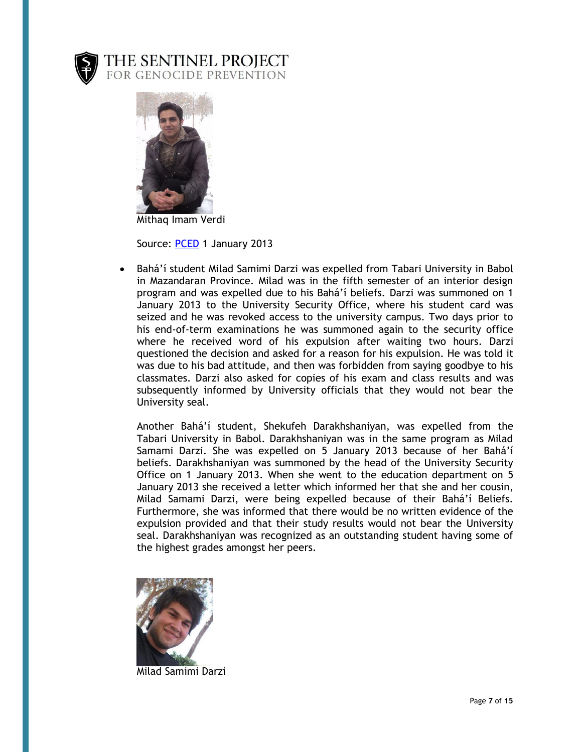Mithaq Imam Verdi

Source: [PCED](PCED) 1 January 2013

- Bahá'í student Milad Samimi Darzi was expelled from Tabari University in Babol in Mazandaran Province. Milad was in the fifth semester of an interior design program and was expelled due to his Bahá'í beliefs. Darzi was summoned on 1 January 2013 to the University Security Office, where his student card was seized and he was revoked access to the university campus. Two days prior to his end-of-term examinations he was summoned again to the security office where he received word of his expulsion after waiting two hours. Darzi questioned the decision and asked for a reason for his expulsion. He was told it was due to his bad attitude, and then was forbidden from saying goodbye to his classmates. Darzi also asked for copies of his exam and class results and was subsequently informed by University officials that they would not bear the University seal.

  Another Bahá'í student, Shekufeh Darakhshaniyan, was expelled from the Tabari University in Babol. Darakhshaniyan was in the same program as Milad Samami Darzi. She was expelled on 5 January 2013 because of her Bahá'í beliefs. Darakhshaniyan was summoned by the head of the University Security Office on 1 January 2013. When she went to the education department on 5 January 2013 she received a letter which informed her that she and her cousin, Milad Samami Darzi, were being expelled because of their Bahá'í Beliefs. Furthermore, she was informed that there would be no written evidence of the expulsion provided and that their study results would not bear the University seal. Darakhshaniyan was recognized as an outstanding student having some of the highest grades amongst her peers.

Milad Samimi Darzi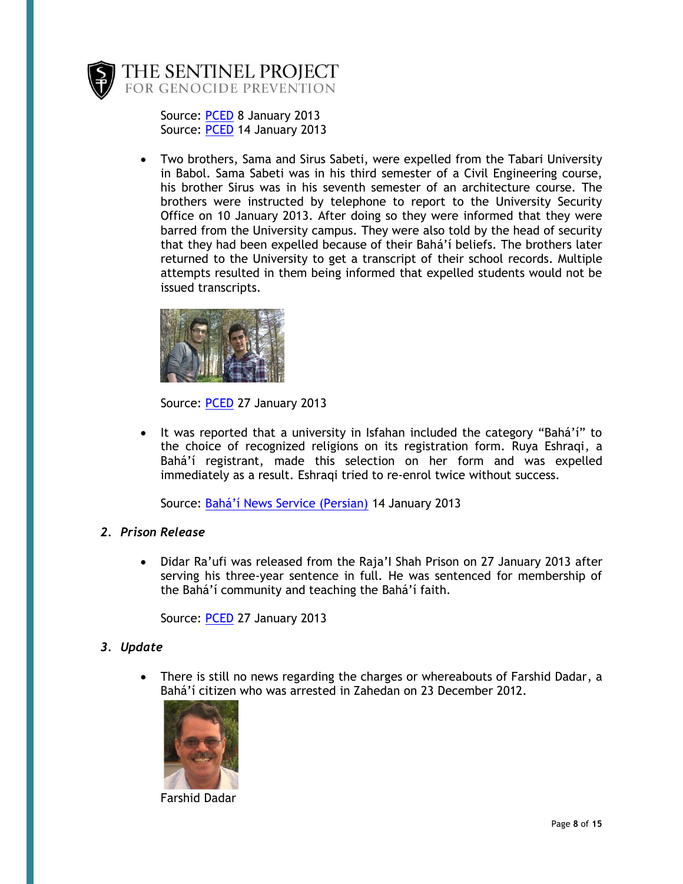Source: PCED 8 January 2013
Source: PCED 14 January 2013

- Two brothers, Sama and Sirus Sabeti, were expelled from the Tabari University in Babol. Sama Sabeti was in his third semester of a Civil Engineering course, his brother Sirus was in his seventh semester of an architecture course. The brothers were instructed by telephone to report to the University Security Office on 10 January 2013. After doing so they were informed that they were barred from the University campus. They were also told by the head of security that they had been expelled because of their Bahá'í beliefs. The brothers later returned to the University to get a transcript of their school records. Multiple attempts resulted in them being informed that expelled students would not be issued transcripts.

  Source: PCED 27 January 2013

- It was reported that a university in Isfahan included the category "Bahá'í" to the choice of recognized religions on its registration form. Ruya Eshraqi, a Bahá'í registrant, made this selection on her form and was expelled immediately as a result. Eshraqi tried to re-enrol twice without success.

  Source: Bahá'í News Service (Persian) 14 January 2013

## 2. *Prison Release*

- Didar Ra'ufi was released from the Raja'I Shah Prison on 27 January 2013 after serving his three-year sentence in full. He was sentenced for membership of the Bahá'í community and teaching the Bahá'í faith.

  Source: PCED 27 January 2013

## 3. *Update*

- There is still no news regarding the charges or whereabouts of Farshid Dadar, a Bahá'í citizen who was arrested in Zahedan on 23 December 2012.

  Farshid Dadar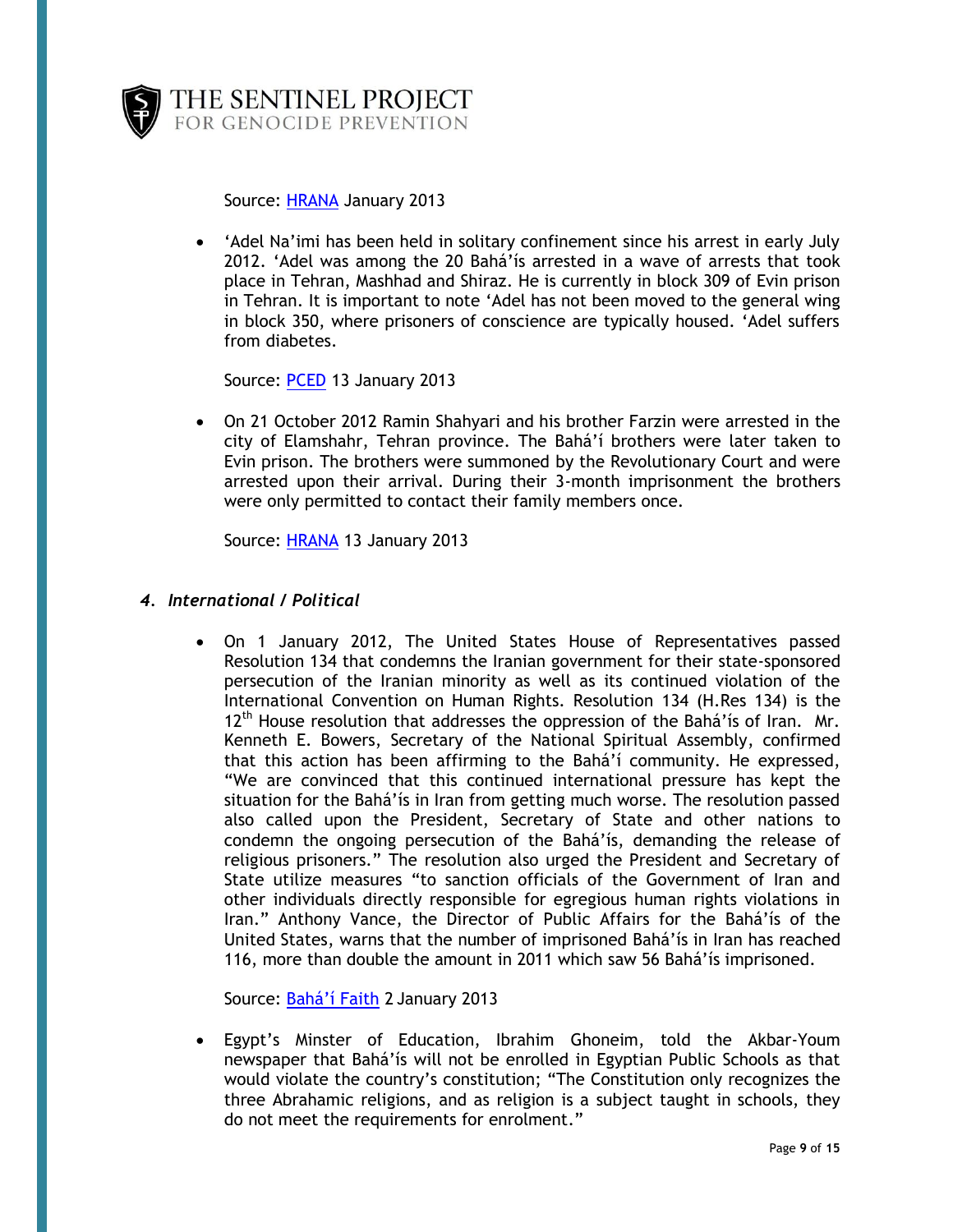Source: [HRANA](#) January 2013

- ‘Adel Na’imi has been held in solitary confinement since his arrest in early July 2012. ‘Adel was among the 20 Bahá’ís arrested in a wave of arrests that took place in Tehran, Mashhad and Shiraz. He is currently in block 309 of Evin prison in Tehran. It is important to note ‘Adel has not been moved to the general wing in block 350, where prisoners of conscience are typically housed. ‘Adel suffers from diabetes.

  Source: [PCED](#) 13 January 2013

- On 21 October 2012 Ramin Shahyari and his brother Farzin were arrested in the city of Elamshahr, Tehran province. The Bahá’í brothers were later taken to Evin prison. The brothers were summoned by the Revolutionary Court and were arrested upon their arrival. During their 3-month imprisonment the brothers were only permitted to contact their family members once.

  Source: [HRANA](#) 13 January 2013

### *4. International / Political*

- On 1 January 2012, The United States House of Representatives passed Resolution 134 that condemns the Iranian government for their state-sponsored persecution of the Iranian minority as well as its continued violation of the International Convention on Human Rights. Resolution 134 (H.Res 134) is the 12th House resolution that addresses the oppression of the Bahá’ís of Iran. Mr. Kenneth E. Bowers, Secretary of the National Spiritual Assembly, confirmed that this action has been affirming to the Bahá’í community. He expressed, “We are convinced that this continued international pressure has kept the situation for the Bahá’ís in Iran from getting much worse. The resolution passed also called upon the President, Secretary of State and other nations to condemn the ongoing persecution of the Bahá’ís, demanding the release of religious prisoners.” The resolution also urged the President and Secretary of State utilize measures “to sanction officials of the Government of Iran and other individuals directly responsible for egregious human rights violations in Iran.” Anthony Vance, the Director of Public Affairs for the Bahá’ís of the United States, warns that the number of imprisoned Bahá’ís in Iran has reached 116, more than double the amount in 2011 which saw 56 Bahá’ís imprisoned.

  Source: [Bahá’í Faith](#) 2 January 2013

- Egypt’s Minster of Education, Ibrahim Ghoneim, told the Akbar-Youm newspaper that Bahá’ís will not be enrolled in Egyptian Public Schools as that would violate the country’s constitution; “The Constitution only recognizes the three Abrahamic religions, and as religion is a subject taught in schools, they do not meet the requirements for enrolment.”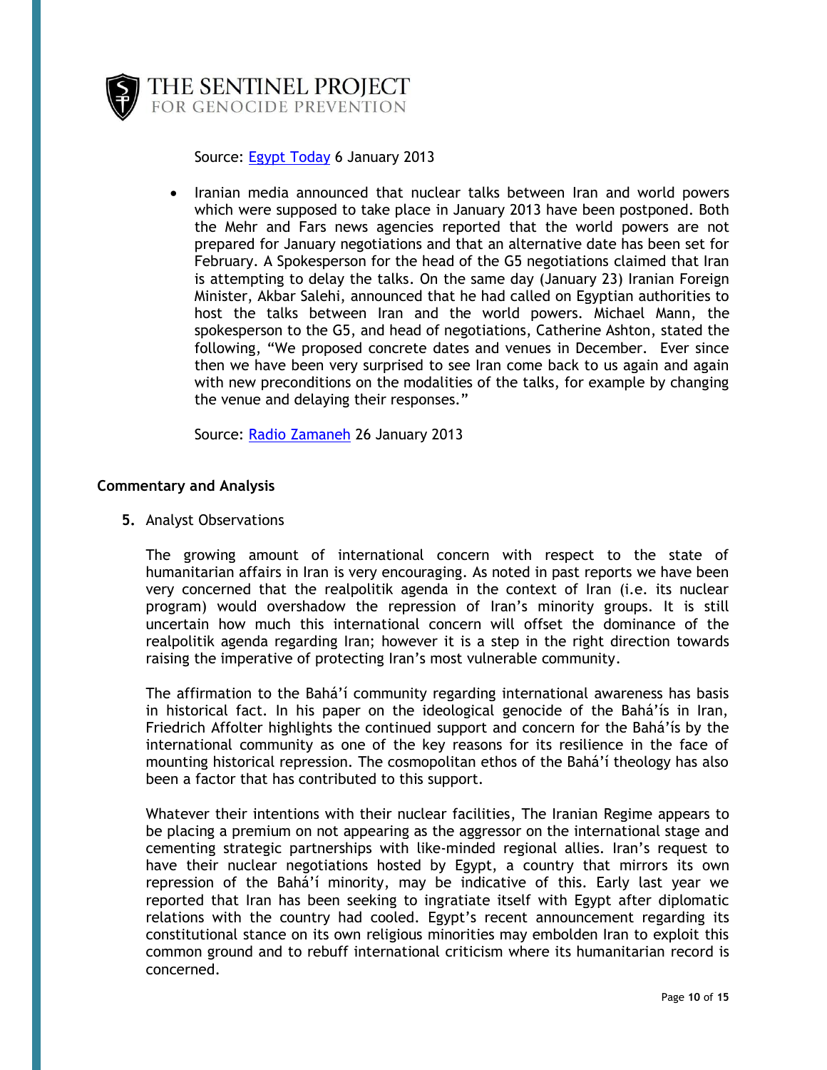Source: [Egypt Today](#) 6 January 2013

- Iranian media announced that nuclear talks between Iran and world powers which were supposed to take place in January 2013 have been postponed. Both the Mehr and Fars news agencies reported that the world powers are not prepared for January negotiations and that an alternative date has been set for February. A Spokesperson for the head of the G5 negotiations claimed that Iran is attempting to delay the talks. On the same day (January 23) Iranian Foreign Minister, Akbar Salehi, announced that he had called on Egyptian authorities to host the talks between Iran and the world powers. Michael Mann, the spokesperson to the G5, and head of negotiations, Catherine Ashton, stated the following, "We proposed concrete dates and venues in December. Ever since then we have been very surprised to see Iran come back to us again and again with new preconditions on the modalities of the talks, for example by changing the venue and delaying their responses."

  Source: [Radio Zamaneh](#) 26 January 2013

## Commentary and Analysis

**5.** Analyst Observations

The growing amount of international concern with respect to the state of humanitarian affairs in Iran is very encouraging. As noted in past reports we have been very concerned that the realpolitik agenda in the context of Iran (i.e. its nuclear program) would overshadow the repression of Iran's minority groups. It is still uncertain how much this international concern will offset the dominance of the realpolitik agenda regarding Iran; however it is a step in the right direction towards raising the imperative of protecting Iran's most vulnerable community.

The affirmation to the Bahá'í community regarding international awareness has basis in historical fact. In his paper on the ideological genocide of the Bahá'ís in Iran, Friedrich Affolter highlights the continued support and concern for the Bahá'ís by the international community as one of the key reasons for its resilience in the face of mounting historical repression. The cosmopolitan ethos of the Bahá'í theology has also been a factor that has contributed to this support.

Whatever their intentions with their nuclear facilities, The Iranian Regime appears to be placing a premium on not appearing as the aggressor on the international stage and cementing strategic partnerships with like-minded regional allies. Iran's request to have their nuclear negotiations hosted by Egypt, a country that mirrors its own repression of the Bahá'í minority, may be indicative of this. Early last year we reported that Iran has been seeking to ingratiate itself with Egypt after diplomatic relations with the country had cooled. Egypt's recent announcement regarding its constitutional stance on its own religious minorities may embolden Iran to exploit this common ground and to rebuff international criticism where its humanitarian record is concerned.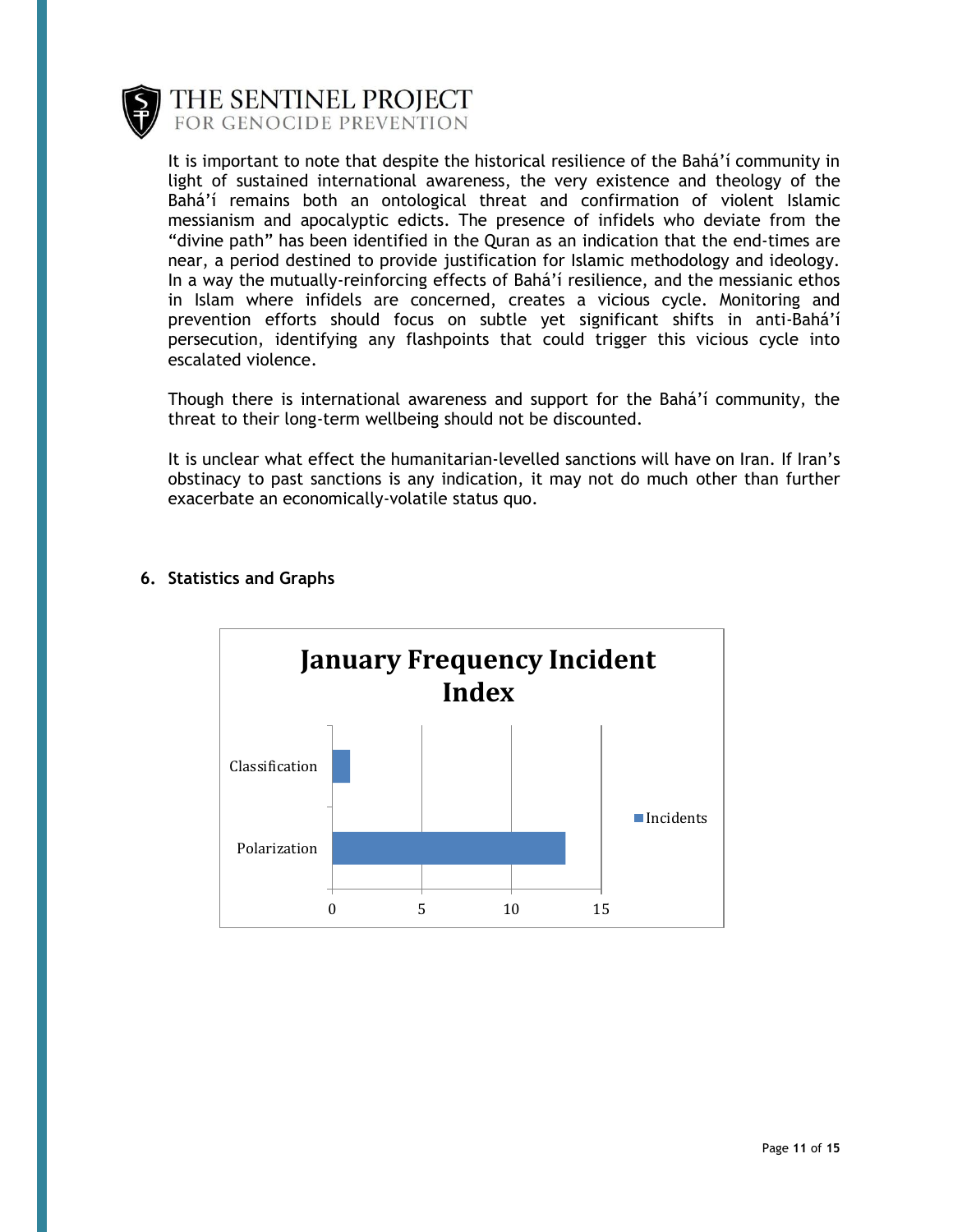It is important to note that despite the historical resilience of the Bahá'í community in light of sustained international awareness, the very existence and theology of the Bahá'í remains both an ontological threat and confirmation of violent Islamic messianism and apocalyptic edicts. The presence of infidels who deviate from the "divine path" has been identified in the Quran as an indication that the end-times are near, a period destined to provide justification for Islamic methodology and ideology. In a way the mutually-reinforcing effects of Bahá'í resilience, and the messianic ethos in Islam where infidels are concerned, creates a vicious cycle. Monitoring and prevention efforts should focus on subtle yet significant shifts in anti-Bahá'í persecution, identifying any flashpoints that could trigger this vicious cycle into escalated violence.

Though there is international awareness and support for the Bahá'í community, the threat to their long-term wellbeing should not be discounted.

It is unclear what effect the humanitarian-levelled sanctions will have on Iran. If Iran's obstinacy to past sanctions is any indication, it may not do much other than further exacerbate an economically-volatile status quo.

## 6. Statistics and Graphs

**January Frequency Incident Index**

| Classification | Incidents |
|---|---|
| Classification | 1 |
| Polarization | 13 |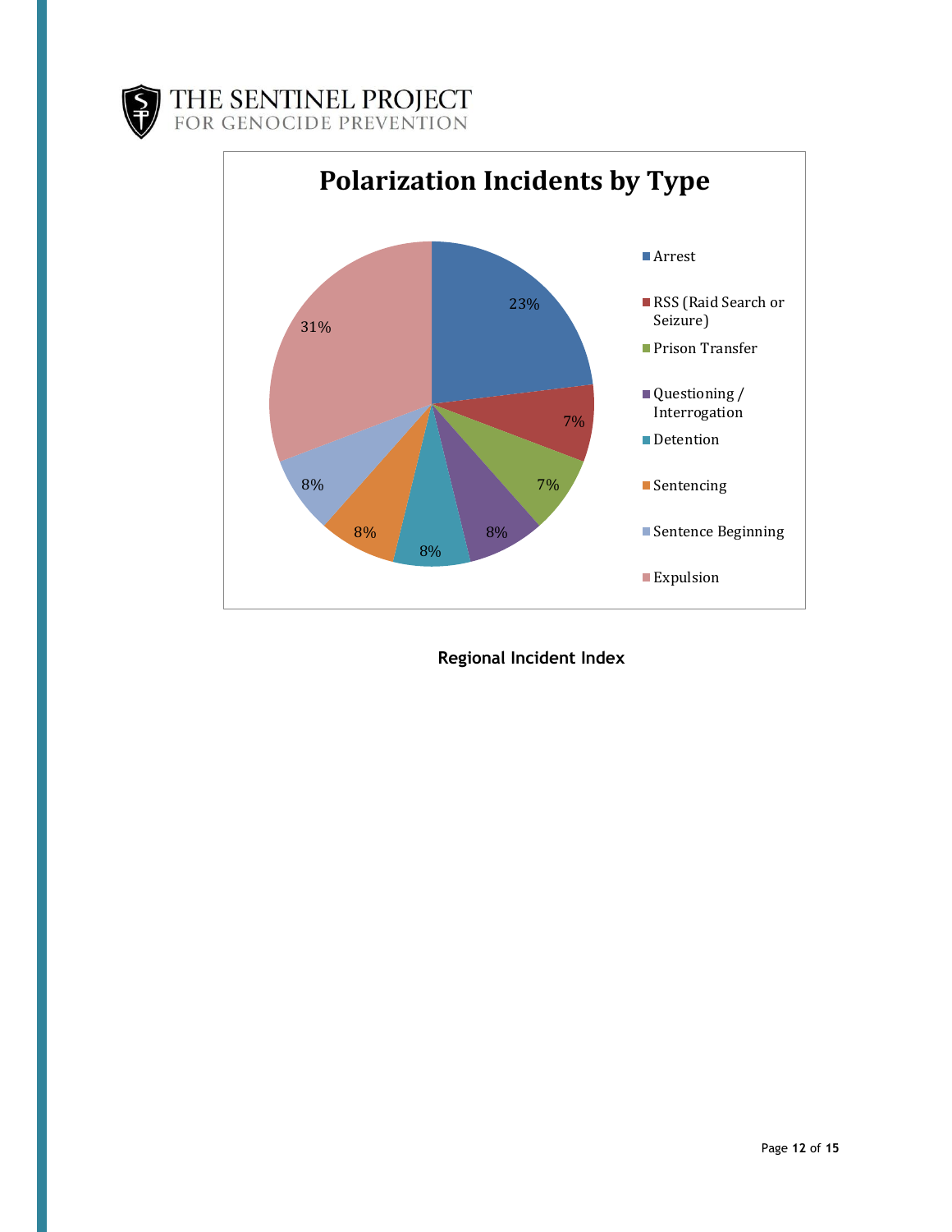**Polarization Incidents by Type**

| Type | Percentage |
|---|---|
| Arrest | 23% |
| RSS (Raid Search or Seizure) | 7% |
| Prison Transfer | 7% |
| Questioning / Interrogation | 8% |
| Detention | 8% |
| Sentencing | 8% |
| Sentence Beginning | 8% |
| Expulsion | 31% |

**Regional Incident Index**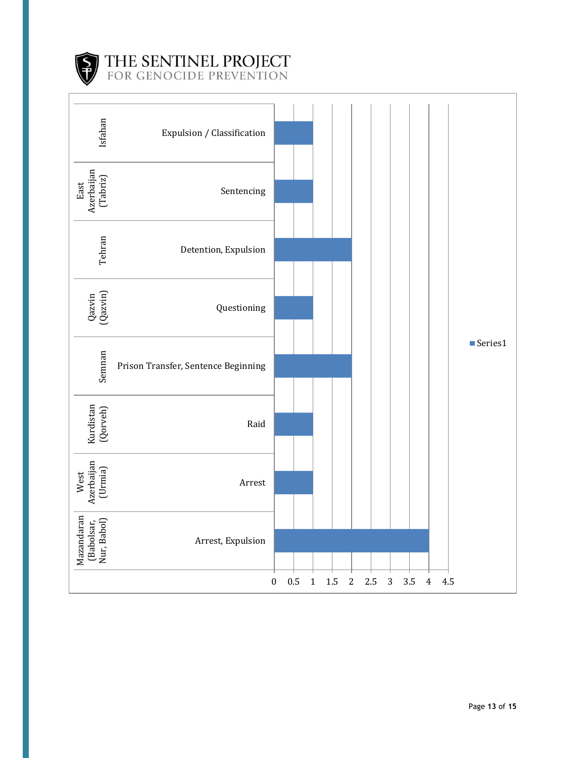| Province | Incident Type | Series1 |
| --- | --- | --- |
| Isfahan | Expulsion / Classification | 1 |
| East Azerbaijan (Tabriz) | Sentencing | 1 |
| Tehran | Detention, Expulsion | 2 |
| Qazvin (Qazvin) | Questioning | 1 |
| Semnan | Prison Transfer, Sentence Beginning | 2 |
| Kurdistan (Qorveh) | Raid | 1 |
| West Azerbaijan (Urmia) | Arrest | 1 |
| Mazandaran (Babolsar, Nur, Babol) | Arrest, Expulsion | 4 |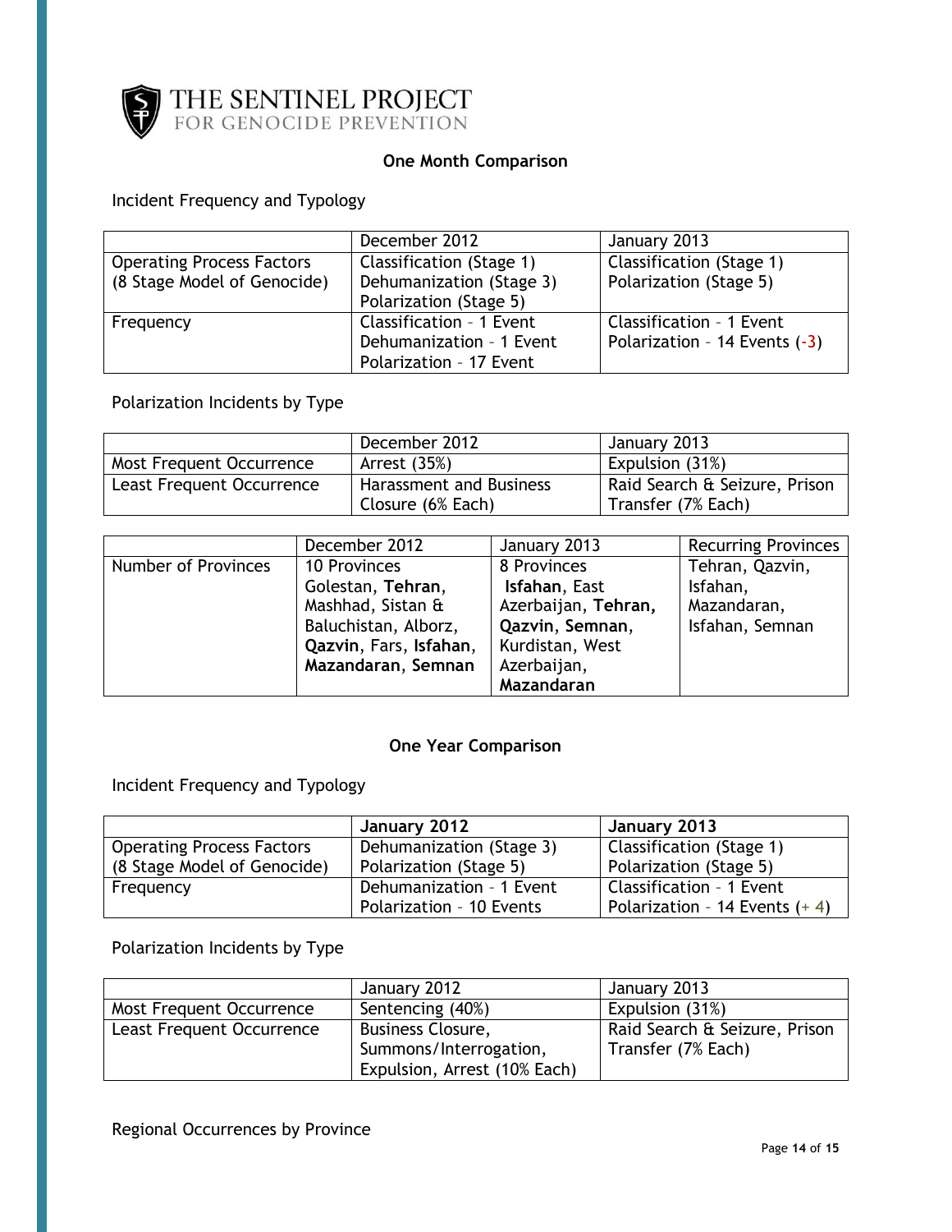## One Month Comparison

Incident Frequency and Typology

| | December 2012 | January 2013 |
|---|---|---|
| Operating Process Factors (8 Stage Model of Genocide) | Classification (Stage 1)<br>Dehumanization (Stage 3)<br>Polarization (Stage 5) | Classification (Stage 1)<br>Polarization (Stage 5) |
| Frequency | Classification - 1 Event<br>Dehumanization - 1 Event<br>Polarization - 17 Event | Classification - 1 Event<br>Polarization - 14 Events (-3) |

Polarization Incidents by Type

| | December 2012 | January 2013 |
|---|---|---|
| Most Frequent Occurrence | Arrest (35%) | Expulsion (31%) |
| Least Frequent Occurrence | Harassment and Business Closure (6% Each) | Raid Search & Seizure, Prison Transfer (7% Each) |

| | December 2012 | January 2013 | Recurring Provinces |
|---|---|---|---|
| Number of Provinces | 10 Provinces<br>Golestan, **Tehran**, Mashhad, Sistan & Baluchistan, Alborz, **Qazvin**, Fars, **Isfahan**, **Mazandaran**, **Semnan** | 8 Provinces<br>**Isfahan**, East Azerbaijan, **Tehran**, **Qazvin**, **Semnan**, Kurdistan, West Azerbaijan, **Mazandaran** | Tehran, Qazvin, Isfahan, Mazandaran, Isfahan, Semnan |

## One Year Comparison

Incident Frequency and Typology

| | **January 2012** | **January 2013** |
|---|---|---|
| Operating Process Factors (8 Stage Model of Genocide) | Dehumanization (Stage 3)<br>Polarization (Stage 5) | Classification (Stage 1)<br>Polarization (Stage 5) |
| Frequency | Dehumanization - 1 Event<br>Polarization - 10 Events | Classification - 1 Event<br>Polarization - 14 Events (+ 4) |

Polarization Incidents by Type

| | January 2012 | January 2013 |
|---|---|---|
| Most Frequent Occurrence | Sentencing (40%) | Expulsion (31%) |
| Least Frequent Occurrence | Business Closure, Summons/Interrogation, Expulsion, Arrest (10% Each) | Raid Search & Seizure, Prison Transfer (7% Each) |

Regional Occurrences by Province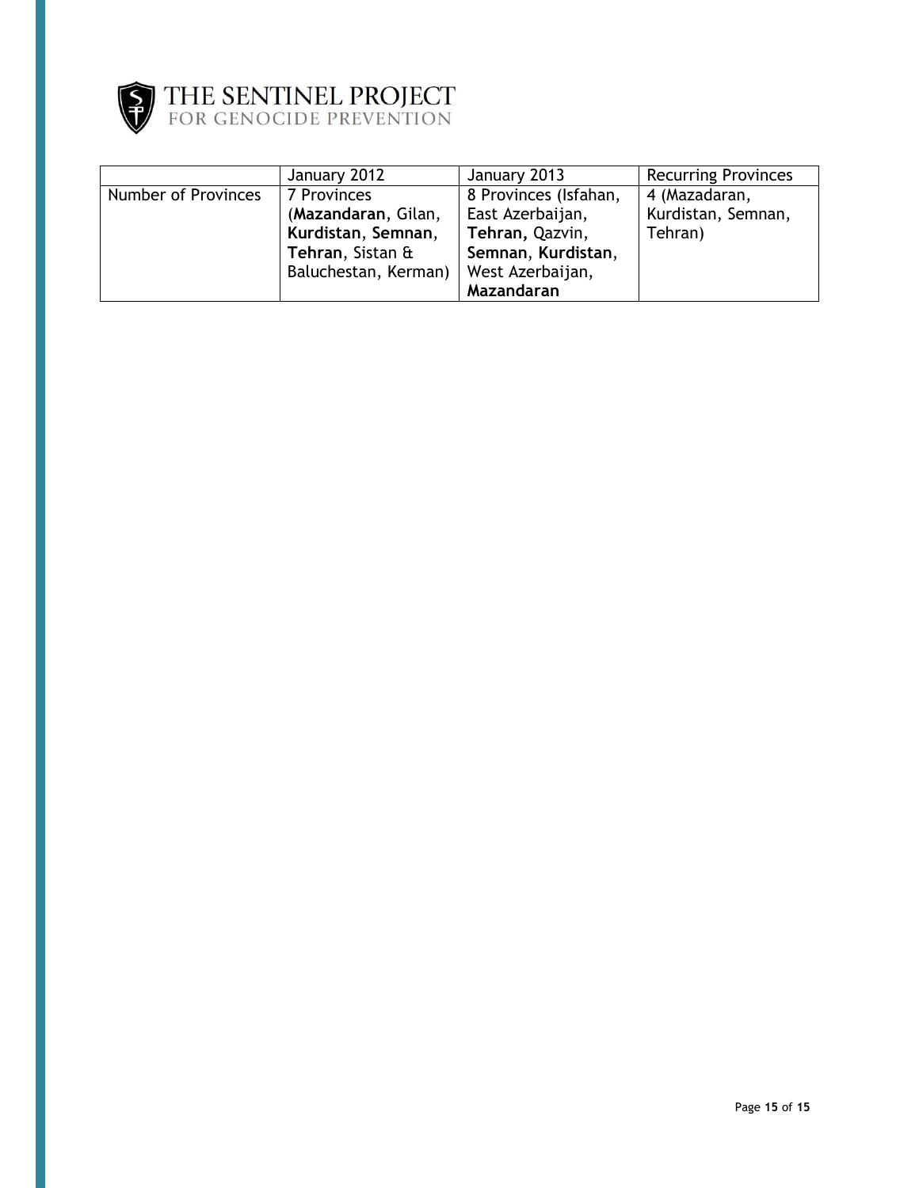| | January 2012 | January 2013 | Recurring Provinces |
|---|---|---|---|
| Number of Provinces | 7 Provinces (**Mazandaran**, Gilan, **Kurdistan**, **Semnan**, **Tehran**, Sistan & Baluchestan, Kerman) | 8 Provinces (Isfahan, East Azerbaijan, **Tehran,** Qazvin, **Semnan**, **Kurdistan**, West Azerbaijan, **Mazandaran** | 4 (Mazadaran, Kurdistan, Semnan, Tehran) |